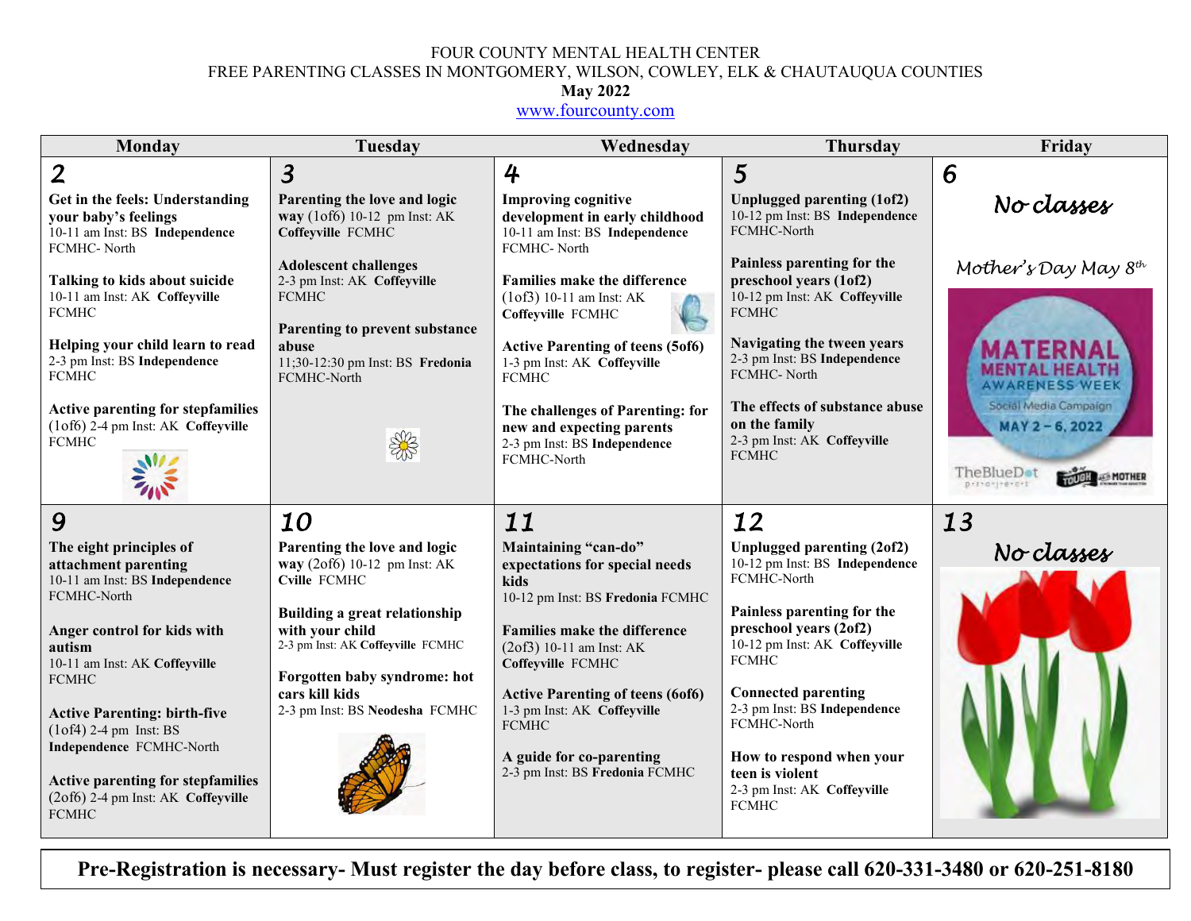FOUR COUNTY MENTAL HEALTH CENTER

FREE PARENTING CLASSES IN MONTGOMERY, WILSON, COWLEY, ELK & CHAUTAUQUA COUNTIES

**May 2022**

www.fourcounty.com

| Monday | Tuesday | Wednesday | Thursday | Friday |
|---|---|---|---|---|
| **2**<br><br>**Get in the feels: Understanding your baby's feelings**<br>10-11 am Inst: BS **Independence** FCMHC- North<br><br>**Talking to kids about suicide**<br>10-11 am Inst: AK **Coffeyville** FCMHC<br><br>**Helping your child learn to read**<br>2-3 pm Inst: BS **Independence** FCMHC<br><br>**Active parenting for stepfamilies** (1of6) 2-4 pm Inst: AK **Coffeyville** FCMHC | **3**<br><br>**Parenting the love and logic way** (1of6) 10-12 pm Inst: AK **Coffeyville** FCMHC<br><br>**Adolescent challenges**<br>2-3 pm Inst: AK **Coffeyville** FCMHC<br><br>**Parenting to prevent substance abuse**<br>11;30-12:30 pm Inst: BS **Fredonia** FCMHC-North | **4**<br><br>**Improving cognitive development in early childhood**<br>10-11 am Inst: BS **Independence** FCMHC- North<br><br>**Families make the difference** (1of3) 10-11 am Inst: AK **Coffeyville** FCMHC<br><br>**Active Parenting of teens (5of6)**<br>1-3 pm Inst: AK **Coffeyville** FCMHC<br><br>**The challenges of Parenting: for new and expecting parents**<br>2-3 pm Inst: BS **Independence** FCMHC-North | **5**<br><br>**Unplugged parenting (1of2)**<br>10-12 pm Inst: BS **Independence** FCMHC-North<br><br>**Painless parenting for the preschool years (1of2)**<br>10-12 pm Inst: AK **Coffeyville** FCMHC<br><br>**Navigating the tween years**<br>2-3 pm Inst: BS **Independence** FCMHC- North<br><br>**The effects of substance abuse on the family**<br>2-3 pm Inst: AK **Coffeyville** FCMHC | **6**<br><br>*No classes*<br><br>*Mother's Day May 8th*<br><br>MATERNAL MENTAL HEALTH AWARENESS WEEK<br>Social Media Campaign<br>MAY 2 – 6, 2022<br>TheBlueDot · TOUGH AS A MOTHER |
| **9**<br><br>**The eight principles of attachment parenting**<br>10-11 am Inst: BS **Independence** FCMHC-North<br><br>**Anger control for kids with autism**<br>10-11 am Inst: AK **Coffeyville** FCMHC<br><br>**Active Parenting: birth-five** (1of4) 2-4 pm Inst: BS **Independence** FCMHC-North<br><br>**Active parenting for stepfamilies** (2of6) 2-4 pm Inst: AK **Coffeyville** FCMHC | **10**<br><br>**Parenting the love and logic way** (2of6) 10-12 pm Inst: AK **Cville** FCMHC<br><br>**Building a great relationship with your child**<br>2-3 pm Inst: AK **Coffeyville** FCMHC<br><br>**Forgotten baby syndrome: hot cars kill kids**<br>2-3 pm Inst: BS **Neodesha** FCMHC | **11**<br><br>**Maintaining "can-do" expectations for special needs kids**<br>10-12 pm Inst: BS **Fredonia** FCMHC<br><br>**Families make the difference** (2of3) 10-11 am Inst: AK **Coffeyville** FCMHC<br><br>**Active Parenting of teens (6of6)**<br>1-3 pm Inst: AK **Coffeyville** FCMHC<br><br>**A guide for co-parenting**<br>2-3 pm Inst: BS **Fredonia** FCMHC | **12**<br><br>**Unplugged parenting (2of2)**<br>10-12 pm Inst: BS **Independence** FCMHC-North<br><br>**Painless parenting for the preschool years (2of2)**<br>10-12 pm Inst: AK **Coffeyville** FCMHC<br><br>**Connected parenting**<br>2-3 pm Inst: BS **Independence** FCMHC-North<br><br>**How to respond when your teen is violent**<br>2-3 pm Inst: AK **Coffeyville** FCMHC | **13**<br><br>*No classes* |

**Pre-Registration is necessary- Must register the day before class, to register- please call 620-331-3480 or 620-251-8180**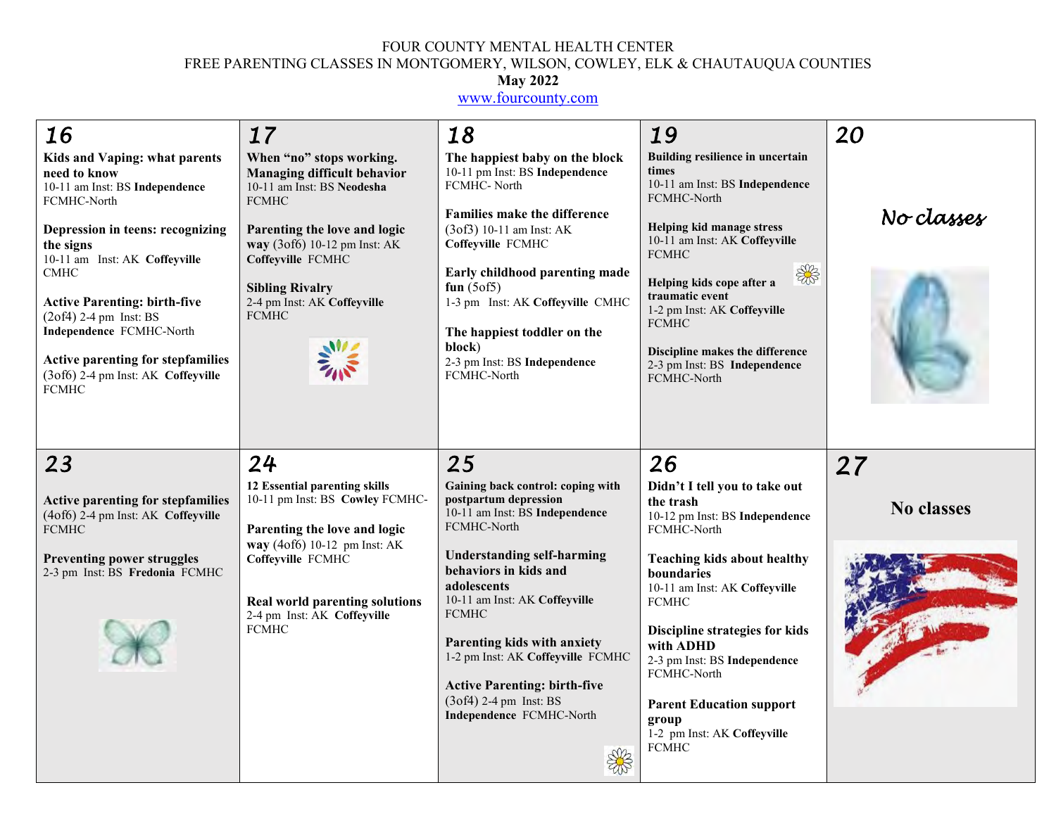FOUR COUNTY MENTAL HEALTH CENTER
FREE PARENTING CLASSES IN MONTGOMERY, WILSON, COWLEY, ELK & CHAUTAUQUA COUNTIES
**May 2022**
www.fourcounty.com

| 16 | 17 | 18 | 19 | 20 |
|---|---|---|---|---|
| **Kids and Vaping: what parents need to know** 10-11 am Inst: BS **Independence** FCMHC-North<br><br>**Depression in teens: recognizing the signs** 10-11 am Inst: AK **Coffeyville** CMHC<br><br>**Active Parenting: birth-five** (2of4) 2-4 pm Inst: BS **Independence** FCMHC-North<br><br>**Active parenting for stepfamilies** (3of6) 2-4 pm Inst: AK **Coffeyville** FCMHC | **When "no" stops working. Managing difficult behavior** 10-11 am Inst: BS **Neodesha** FCMHC<br><br>**Parenting the love and logic way** (3of6) 10-12 pm Inst: AK **Coffeyville** FCMHC<br><br>**Sibling Rivalry** 2-4 pm Inst: AK **Coffeyville** FCMHC | **The happiest baby on the block** 10-11 pm Inst: BS **Independence** FCMHC- North<br><br>**Families make the difference** (3of3) 10-11 am Inst: AK **Coffeyville** FCMHC<br><br>**Early childhood parenting made fun** (5of5) 1-3 pm Inst: AK **Coffeyville** CMHC<br><br>**The happiest toddler on the block**) 2-3 pm Inst: BS **Independence** FCMHC-North | **Building resilience in uncertain times** 10-11 am Inst: BS **Independence** FCMHC-North<br><br>**Helping kid manage stress** 10-11 am Inst: AK **Coffeyville** FCMHC<br><br>**Helping kids cope after a traumatic event** 1-2 pm Inst: AK **Coffeyville** FCMHC<br><br>**Discipline makes the difference** 2-3 pm Inst: BS **Independence** FCMHC-North | *No classes* |
| **23** | **24** | **25** | **26** | **27** |
| **Active parenting for stepfamilies** (4of6) 2-4 pm Inst: AK **Coffeyville** FCMHC<br><br>**Preventing power struggles** 2-3 pm Inst: BS **Fredonia** FCMHC | **12 Essential parenting skills** 10-11 pm Inst: BS **Cowley** FCMHC-<br><br>**Parenting the love and logic way** (4of6) 10-12 pm Inst: AK **Coffeyville** FCMHC<br><br>**Real world parenting solutions** 2-4 pm Inst: AK **Coffeyville** FCMHC | **Gaining back control: coping with postpartum depression** 10-11 am Inst: BS **Independence** FCMHC-North<br><br>**Understanding self-harming behaviors in kids and adolescents** 10-11 am Inst: AK **Coffeyville** FCMHC<br><br>**Parenting kids with anxiety** 1-2 pm Inst: AK **Coffeyville** FCMHC<br><br>**Active Parenting: birth-five** (3of4) 2-4 pm Inst: BS **Independence** FCMHC-North | **Didn't I tell you to take out the trash** 10-12 pm Inst: BS **Independence** FCMHC-North<br><br>**Teaching kids about healthy boundaries** 10-11 am Inst: AK **Coffeyville** FCMHC<br><br>**Discipline strategies for kids with ADHD** 2-3 pm Inst: BS **Independence** FCMHC-North<br><br>**Parent Education support group** 1-2 pm Inst: AK **Coffeyville** FCMHC | **No classes** |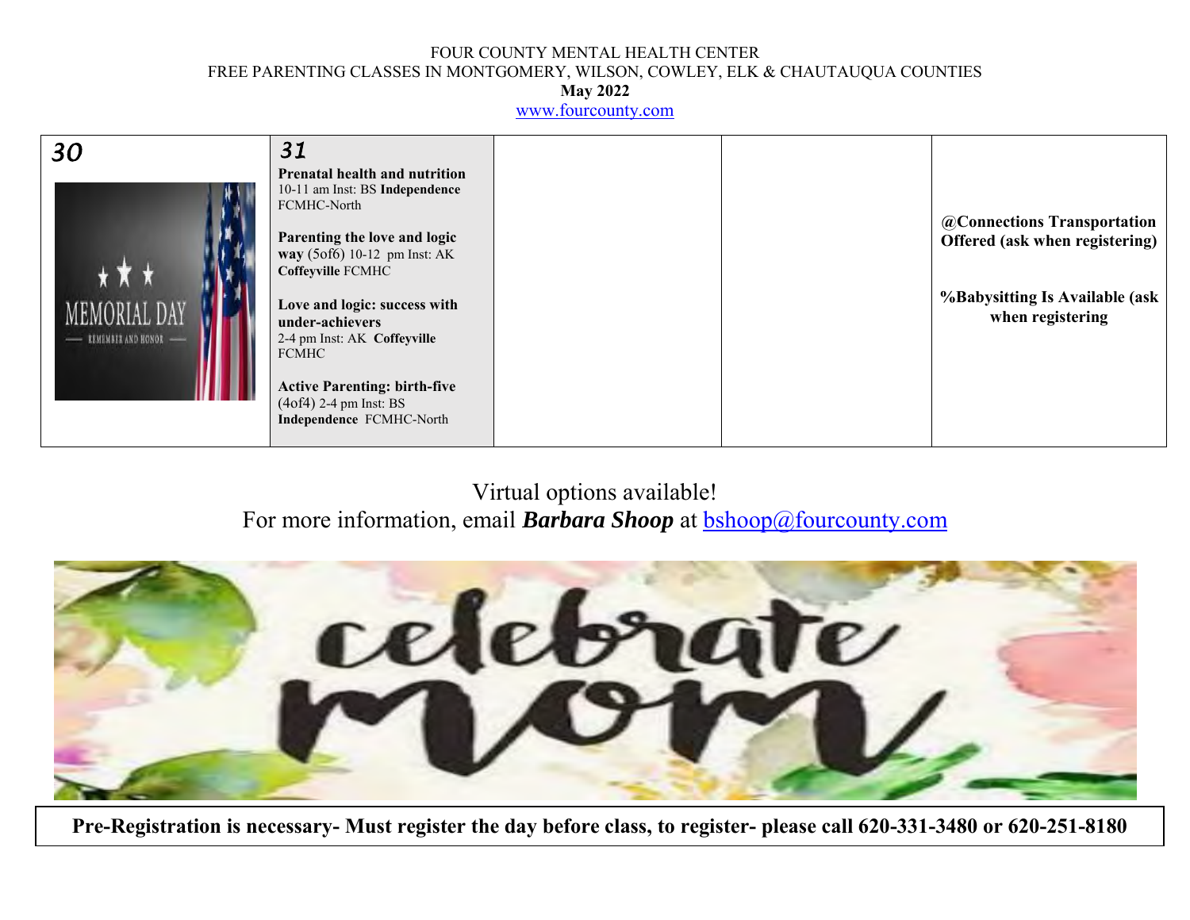FOUR COUNTY MENTAL HEALTH CENTER
FREE PARENTING CLASSES IN MONTGOMERY, WILSON, COWLEY, ELK & CHAUTAUQUA COUNTIES
**May 2022**
www.fourcounty.com

| 30 | 31 | | | |
|---|---|---|---|---|
| MEMORIAL DAY — REMEMBER AND HONOR — | **Prenatal health and nutrition** 10-11 am Inst: BS **Independence** FCMHC-North<br><br>**Parenting the love and logic way** (5of6) 10-12 pm Inst: AK **Coffeyville** FCMHC<br><br>**Love and logic: success with under-achievers** 2-4 pm Inst: AK **Coffeyville** FCMHC<br><br>**Active Parenting: birth-five** (4of4) 2-4 pm Inst: BS **Independence** FCMHC-North | | | **@Connections Transportation Offered (ask when registering)**<br><br>**%Babysitting Is Available (ask when registering** |

Virtual options available!
For more information, email ***Barbara Shoop*** at bshoop@fourcounty.com

celebrate mom

**Pre-Registration is necessary- Must register the day before class, to register- please call 620-331-3480 or 620-251-8180**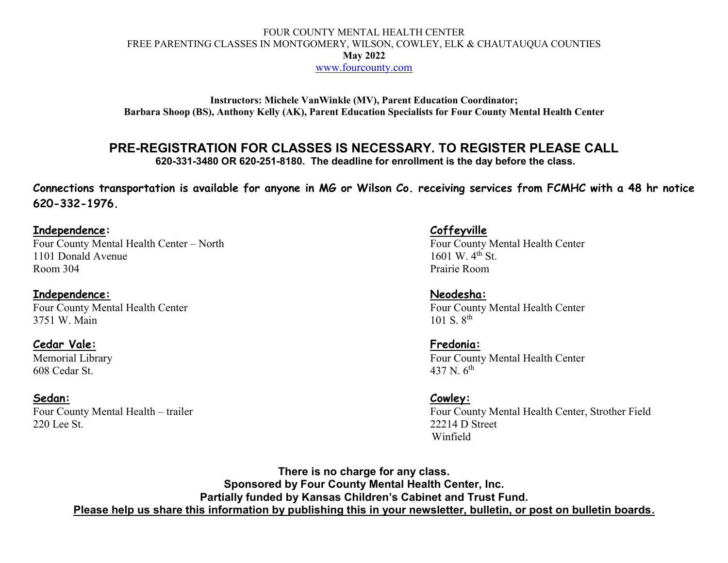FOUR COUNTY MENTAL HEALTH CENTER
FREE PARENTING CLASSES IN MONTGOMERY, WILSON, COWLEY, ELK & CHAUTAUQUA COUNTIES
**May 2022**
www.fourcounty.com

**Instructors: Michele VanWinkle (MV), Parent Education Coordinator;**
**Barbara Shoop (BS), Anthony Kelly (AK), Parent Education Specialists for Four County Mental Health Center**

## PRE-REGISTRATION FOR CLASSES IS NECESSARY. TO REGISTER PLEASE CALL

**620-331-3480 OR 620-251-8180. The deadline for enrollment is the day before the class.**

**Connections transportation is available for anyone in MG or Wilson Co. receiving services from FCMHC with a 48 hr notice 620-332-1976.**

**Independence:**
Four County Mental Health Center – North
1101 Donald Avenue
Room 304

**Independence:**
Four County Mental Health Center
3751 W. Main

**Cedar Vale:**
Memorial Library
608 Cedar St.

**Sedan:**
Four County Mental Health – trailer
220 Lee St.

**Coffeyville**
Four County Mental Health Center
1601 W. 4th St.
Prairie Room

**Neodesha:**
Four County Mental Health Center
101 S. 8th

**Fredonia:**
Four County Mental Health Center
437 N. 6th

**Cowley:**
Four County Mental Health Center, Strother Field
22214 D Street
Winfield

**There is no charge for any class.**
**Sponsored by Four County Mental Health Center, Inc.**
**Partially funded by Kansas Children's Cabinet and Trust Fund.**
**Please help us share this information by publishing this in your newsletter, bulletin, or post on bulletin boards.**